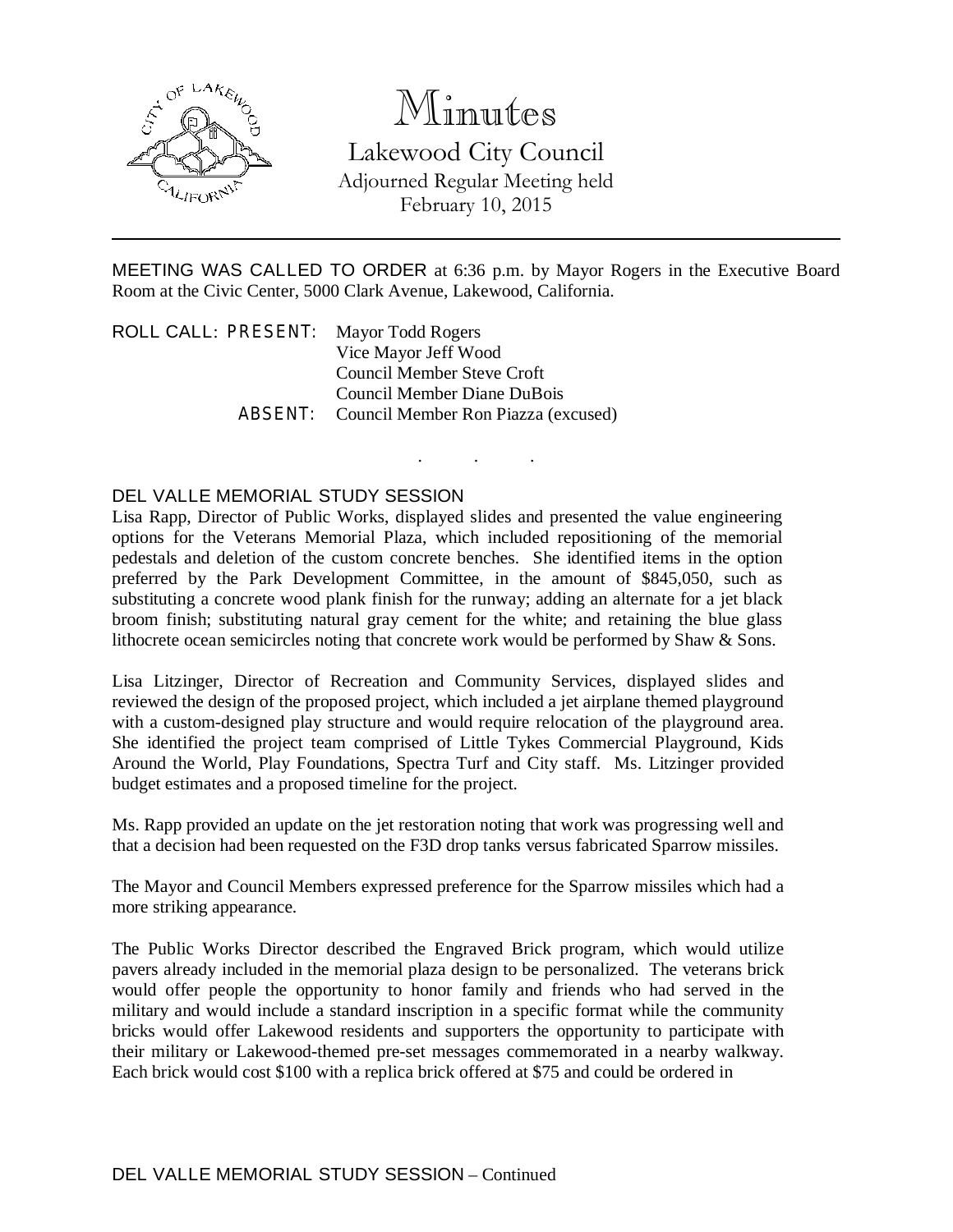# Minutes

## Lakewood City Council

Adjourned Regular Meeting held
February 10, 2015

---

MEETING WAS CALLED TO ORDER at 6:36 p.m. by Mayor Rogers in the Executive Board Room at the Civic Center, 5000 Clark Avenue, Lakewood, California.

ROLL CALL: PRESENT: Mayor Todd Rogers
Vice Mayor Jeff Wood
Council Member Steve Croft
Council Member Diane DuBois

ABSENT: Council Member Ron Piazza (excused)

. . .

### DEL VALLE MEMORIAL STUDY SESSION

Lisa Rapp, Director of Public Works, displayed slides and presented the value engineering options for the Veterans Memorial Plaza, which included repositioning of the memorial pedestals and deletion of the custom concrete benches. She identified items in the option preferred by the Park Development Committee, in the amount of $845,050, such as substituting a concrete wood plank finish for the runway; adding an alternate for a jet black broom finish; substituting natural gray cement for the white; and retaining the blue glass lithocrete ocean semicircles noting that concrete work would be performed by Shaw & Sons.

Lisa Litzinger, Director of Recreation and Community Services, displayed slides and reviewed the design of the proposed project, which included a jet airplane themed playground with a custom-designed play structure and would require relocation of the playground area. She identified the project team comprised of Little Tykes Commercial Playground, Kids Around the World, Play Foundations, Spectra Turf and City staff. Ms. Litzinger provided budget estimates and a proposed timeline for the project.

Ms. Rapp provided an update on the jet restoration noting that work was progressing well and that a decision had been requested on the F3D drop tanks versus fabricated Sparrow missiles.

The Mayor and Council Members expressed preference for the Sparrow missiles which had a more striking appearance.

The Public Works Director described the Engraved Brick program, which would utilize pavers already included in the memorial plaza design to be personalized. The veterans brick would offer people the opportunity to honor family and friends who had served in the military and would include a standard inscription in a specific format while the community bricks would offer Lakewood residents and supporters the opportunity to participate with their military or Lakewood-themed pre-set messages commemorated in a nearby walkway. Each brick would cost $100 with a replica brick offered at $75 and could be ordered in

### DEL VALLE MEMORIAL STUDY SESSION – Continued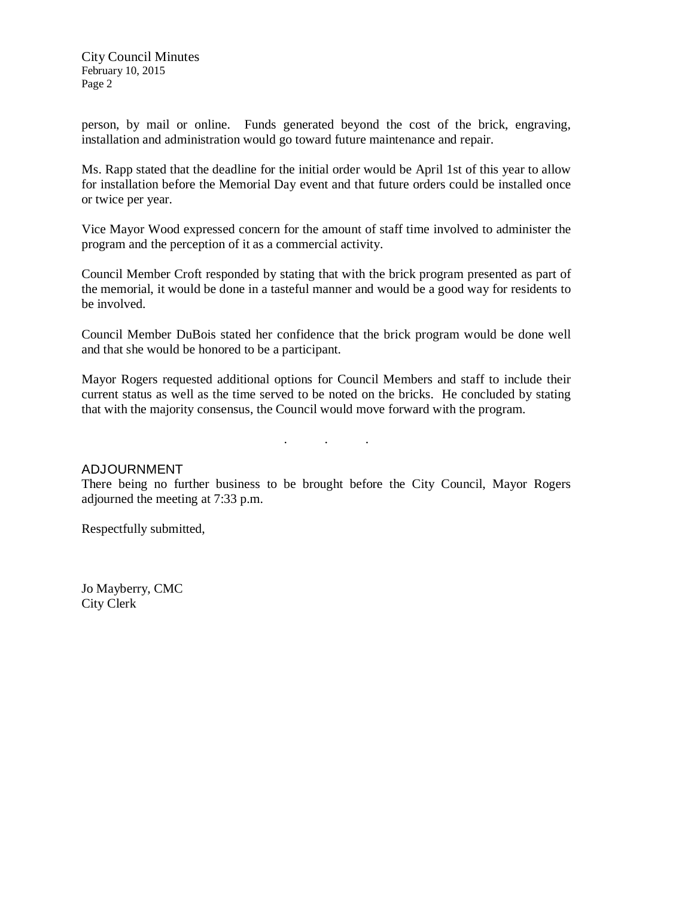person, by mail or online. Funds generated beyond the cost of the brick, engraving, installation and administration would go toward future maintenance and repair.

Ms. Rapp stated that the deadline for the initial order would be April 1st of this year to allow for installation before the Memorial Day event and that future orders could be installed once or twice per year.

Vice Mayor Wood expressed concern for the amount of staff time involved to administer the program and the perception of it as a commercial activity.

Council Member Croft responded by stating that with the brick program presented as part of the memorial, it would be done in a tasteful manner and would be a good way for residents to be involved.

Council Member DuBois stated her confidence that the brick program would be done well and that she would be honored to be a participant.

Mayor Rogers requested additional options for Council Members and staff to include their current status as well as the time served to be noted on the bricks. He concluded by stating that with the majority consensus, the Council would move forward with the program.

. . .

## ADJOURNMENT

There being no further business to be brought before the City Council, Mayor Rogers adjourned the meeting at 7:33 p.m.

Respectfully submitted,

Jo Mayberry, CMC
City Clerk